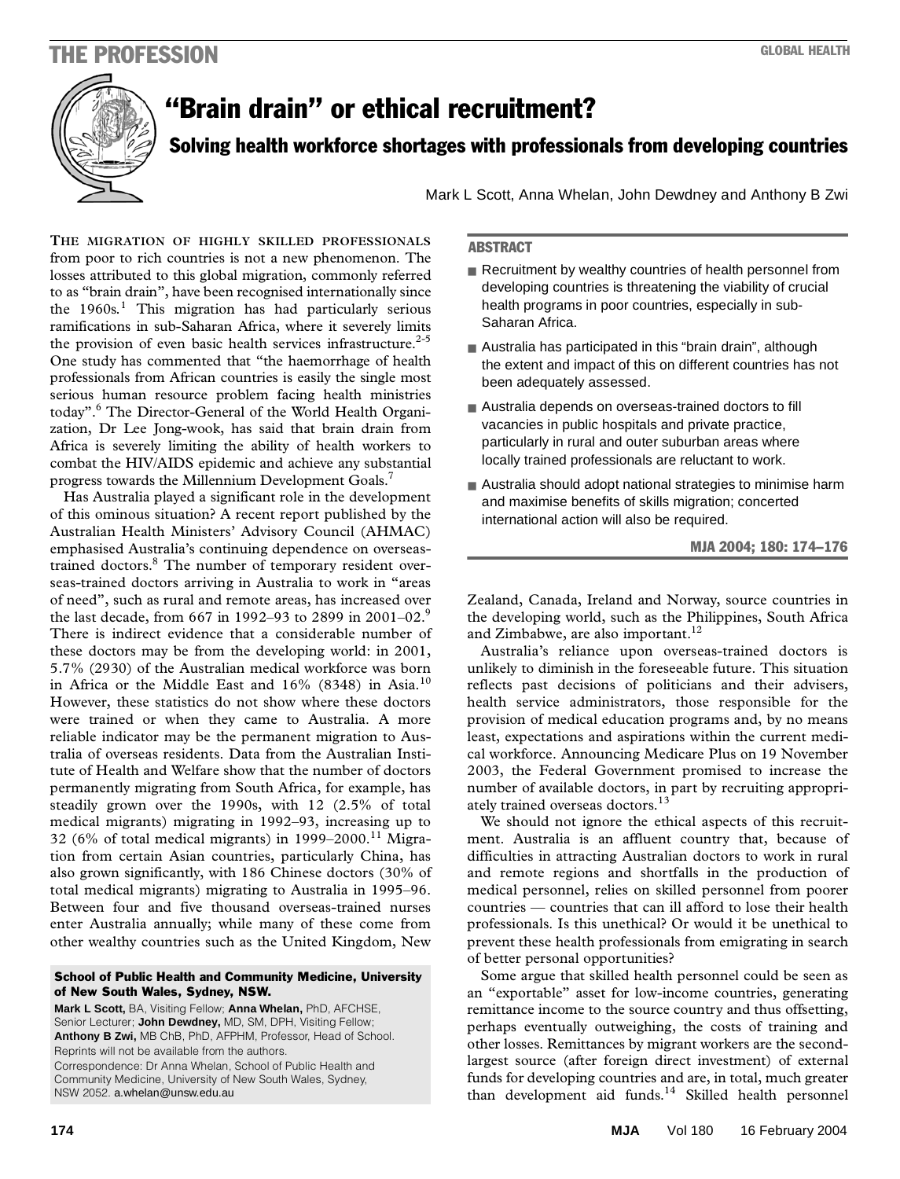# "Brain drain" or ethical recruitment?

## Solving health workforce shortages with professionals from developing countries

Mark L Scott, Anna Whelan, John Dewdney and Anthony B Zwi

### ABSTRACT

- Recruitment by wealthy countries of health personnel from developing countries is threatening the viability of crucial health programs in poor countries, especially in sub-Saharan Africa.
- Australia has participated in this "brain drain", although the extent and impact of this on different countries has not been adequately assessed.
- Australia depends on overseas-trained doctors to fill vacancies in public hospitals and private practice, particularly in rural and outer suburban areas where locally trained professionals are reluctant to work.
- Australia should adopt national strategies to minimise harm and maximise benefits of skills migration; concerted international action will also be required.

MJA 2004; 180: 174–176

THE MIGRATION OF HIGHLY SKILLED PROFESSIONALS from poor to rich countries is not a new phenomenon. The losses attributed to this global migration, commonly referred to as "brain drain", have been recognised internationally since the 1960s.[1] This migration has had particularly serious ramifications in sub-Saharan Africa, where it severely limits the provision of even basic health services infrastructure.[2-5] One study has commented that "the haemorrhage of health professionals from African countries is easily the single most serious human resource problem facing health ministries today".[6] The Director-General of the World Health Organization, Dr Lee Jong-wook, has said that brain drain from Africa is severely limiting the ability of health workers to combat the HIV/AIDS epidemic and achieve any substantial progress towards the Millennium Development Goals.[7]

Has Australia played a significant role in the development of this ominous situation? A recent report published by the Australian Health Ministers' Advisory Council (AHMAC) emphasised Australia's continuing dependence on overseas-trained doctors.[8] The number of temporary resident overseas-trained doctors arriving in Australia to work in "areas of need", such as rural and remote areas, has increased over the last decade, from 667 in 1992–93 to 2899 in 2001–02.[9] There is indirect evidence that a considerable number of these doctors may be from the developing world: in 2001, 5.7% (2930) of the Australian medical workforce was born in Africa or the Middle East and 16% (8348) in Asia.[10] However, these statistics do not show where these doctors were trained or when they came to Australia. A more reliable indicator may be the permanent migration to Australia of overseas residents. Data from the Australian Institute of Health and Welfare show that the number of doctors permanently migrating from South Africa, for example, has steadily grown over the 1990s, with 12 (2.5% of total medical migrants) migrating in 1992–93, increasing up to 32 (6% of total medical migrants) in 1999–2000.[11] Migration from certain Asian countries, particularly China, has also grown significantly, with 186 Chinese doctors (30% of total medical migrants) migrating to Australia in 1995–96. Between four and five thousand overseas-trained nurses enter Australia annually; while many of these come from other wealthy countries such as the United Kingdom, New Zealand, Canada, Ireland and Norway, source countries in the developing world, such as the Philippines, South Africa and Zimbabwe, are also important.[12]

Australia's reliance upon overseas-trained doctors is unlikely to diminish in the foreseeable future. This situation reflects past decisions of politicians and their advisers, health service administrators, those responsible for the provision of medical education programs and, by no means least, expectations and aspirations within the current medical workforce. Announcing Medicare Plus on 19 November 2003, the Federal Government promised to increase the number of available doctors, in part by recruiting appropriately trained overseas doctors.[13]

We should not ignore the ethical aspects of this recruitment. Australia is an affluent country that, because of difficulties in attracting Australian doctors to work in rural and remote regions and shortfalls in the production of medical personnel, relies on skilled personnel from poorer countries — countries that can ill afford to lose their health professionals. Is this unethical? Or would it be unethical to prevent these health professionals from emigrating in search of better personal opportunities?

Some argue that skilled health personnel could be seen as an "exportable" asset for low-income countries, generating remittance income to the source country and thus offsetting, perhaps eventually outweighing, the costs of training and other losses. Remittances by migrant workers are the second-largest source (after foreign direct investment) of external funds for developing countries and are, in total, much greater than development aid funds.[14] Skilled health personnel

**School of Public Health and Community Medicine, University of New South Wales, Sydney, NSW.**

**Mark L Scott,** BA, Visiting Fellow; **Anna Whelan,** PhD, AFCHSE, Senior Lecturer; **John Dewdney,** MD, SM, DPH, Visiting Fellow; **Anthony B Zwi,** MB ChB, PhD, AFPHM, Professor, Head of School.

Reprints will not be available from the authors.

Correspondence: Dr Anna Whelan, School of Public Health and Community Medicine, University of New South Wales, Sydney, NSW 2052. a.whelan@unsw.edu.au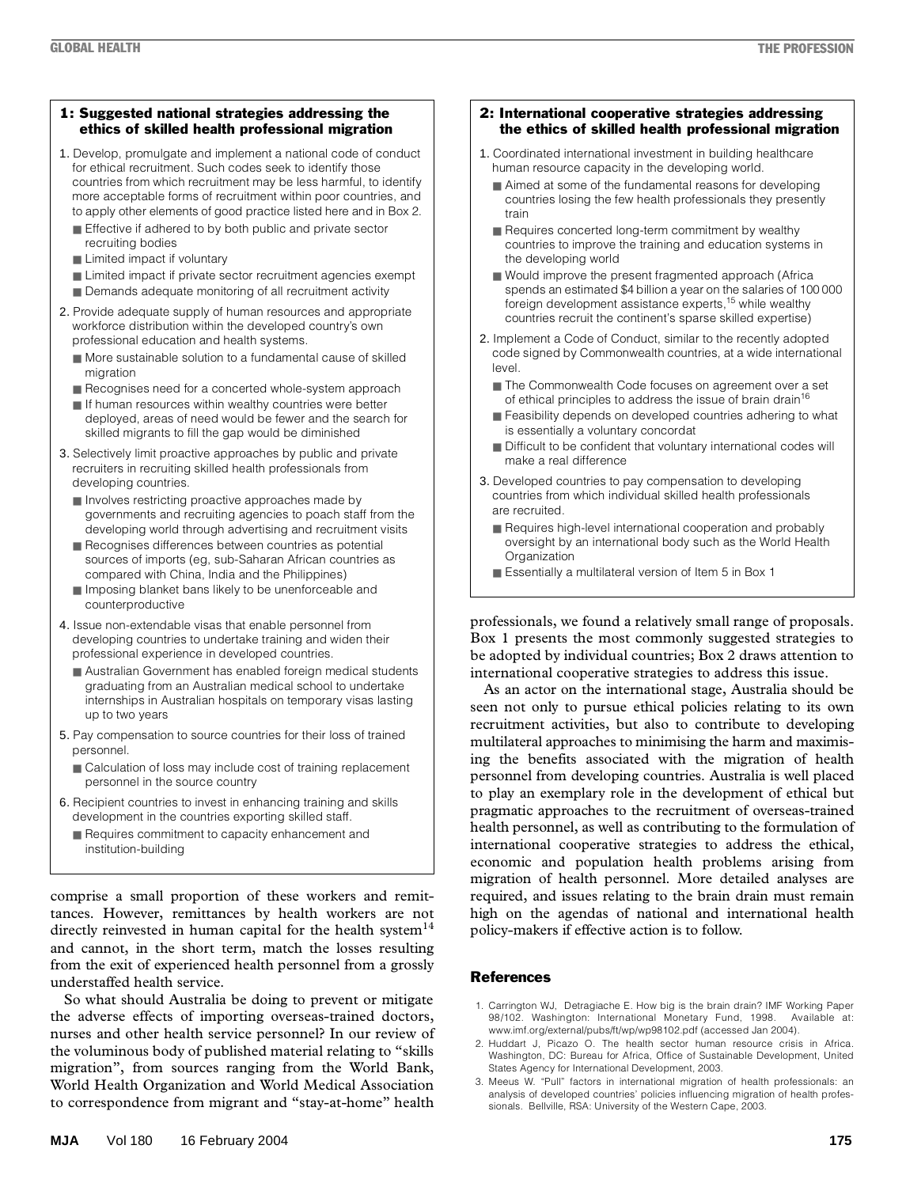### 1: Suggested national strategies addressing the ethics of skilled health professional migration

1. Develop, promulgate and implement a national code of conduct for ethical recruitment. Such codes seek to identify those countries from which recruitment may be less harmful, to identify more acceptable forms of recruitment within poor countries, and to apply other elements of good practice listed here and in Box 2.
   - Effective if adhered to by both public and private sector recruiting bodies
   - Limited impact if voluntary
   - Limited impact if private sector recruitment agencies exempt
   - Demands adequate monitoring of all recruitment activity
2. Provide adequate supply of human resources and appropriate workforce distribution within the developed country's own professional education and health systems.
   - More sustainable solution to a fundamental cause of skilled migration
   - Recognises need for a concerted whole-system approach
   - If human resources within wealthy countries were better deployed, areas of need would be fewer and the search for skilled migrants to fill the gap would be diminished
3. Selectively limit proactive approaches by public and private recruiters in recruiting skilled health professionals from developing countries.
   - Involves restricting proactive approaches made by governments and recruiting agencies to poach staff from the developing world through advertising and recruitment visits
   - Recognises differences between countries as potential sources of imports (eg, sub-Saharan African countries as compared with China, India and the Philippines)
   - Imposing blanket bans likely to be unenforceable and counterproductive
4. Issue non-extendable visas that enable personnel from developing countries to undertake training and widen their professional experience in developed countries.
   - Australian Government has enabled foreign medical students graduating from an Australian medical school to undertake internships in Australian hospitals on temporary visas lasting up to two years
5. Pay compensation to source countries for their loss of trained personnel.
   - Calculation of loss may include cost of training replacement personnel in the source country
6. Recipient countries to invest in enhancing training and skills development in the countries exporting skilled staff.
   - Requires commitment to capacity enhancement and institution-building

### 2: International cooperative strategies addressing the ethics of skilled health professional migration

1. Coordinated international investment in building healthcare human resource capacity in the developing world.
   - Aimed at some of the fundamental reasons for developing countries losing the few health professionals they presently train
   - Requires concerted long-term commitment by wealthy countries to improve the training and education systems in the developing world
   - Would improve the present fragmented approach (Africa spends an estimated $4 billion a year on the salaries of 100 000 foreign development assistance experts,[15] while wealthy countries recruit the continent's sparse skilled expertise)
2. Implement a Code of Conduct, similar to the recently adopted code signed by Commonwealth countries, at a wide international level.
   - The Commonwealth Code focuses on agreement over a set of ethical principles to address the issue of brain drain[16]
   - Feasibility depends on developed countries adhering to what is essentially a voluntary concordat
   - Difficult to be confident that voluntary international codes will make a real difference
3. Developed countries to pay compensation to developing countries from which individual skilled health professionals are recruited.
   - Requires high-level international cooperation and probably oversight by an international body such as the World Health Organization
   - Essentially a multilateral version of Item 5 in Box 1

comprise a small proportion of these workers and remittances. However, remittances by health workers are not directly reinvested in human capital for the health system[14] and cannot, in the short term, match the losses resulting from the exit of experienced health personnel from a grossly understaffed health service.

So what should Australia be doing to prevent or mitigate the adverse effects of importing overseas-trained doctors, nurses and other health service personnel? In our review of the voluminous body of published material relating to "skills migration", from sources ranging from the World Bank, World Health Organization and World Medical Association to correspondence from migrant and "stay-at-home" health professionals, we found a relatively small range of proposals. Box 1 presents the most commonly suggested strategies to be adopted by individual countries; Box 2 draws attention to international cooperative strategies to address this issue.

As an actor on the international stage, Australia should be seen not only to pursue ethical policies relating to its own recruitment activities, but also to contribute to developing multilateral approaches to minimising the harm and maximising the benefits associated with the migration of health personnel from developing countries. Australia is well placed to play an exemplary role in the development of ethical but pragmatic approaches to the recruitment of overseas-trained health personnel, as well as contributing to the formulation of international cooperative strategies to address the ethical, economic and population health problems arising from migration of health personnel. More detailed analyses are required, and issues relating to the brain drain must remain high on the agendas of national and international health policy-makers if effective action is to follow.

## References

1. Carrington WJ, Detragiache E. How big is the brain drain? IMF Working Paper 98/102. Washington: International Monetary Fund, 1998. Available at: www.imf.org/external/pubs/ft/wp/wp98102.pdf (accessed Jan 2004).
2. Huddart J, Picazo O. The health sector human resource crisis in Africa. Washington, DC: Bureau for Africa, Office of Sustainable Development, United States Agency for International Development, 2003.
3. Meeus W. "Pull" factors in international migration of health professionals: an analysis of developed countries' policies influencing migration of health professionals. Bellville, RSA: University of the Western Cape, 2003.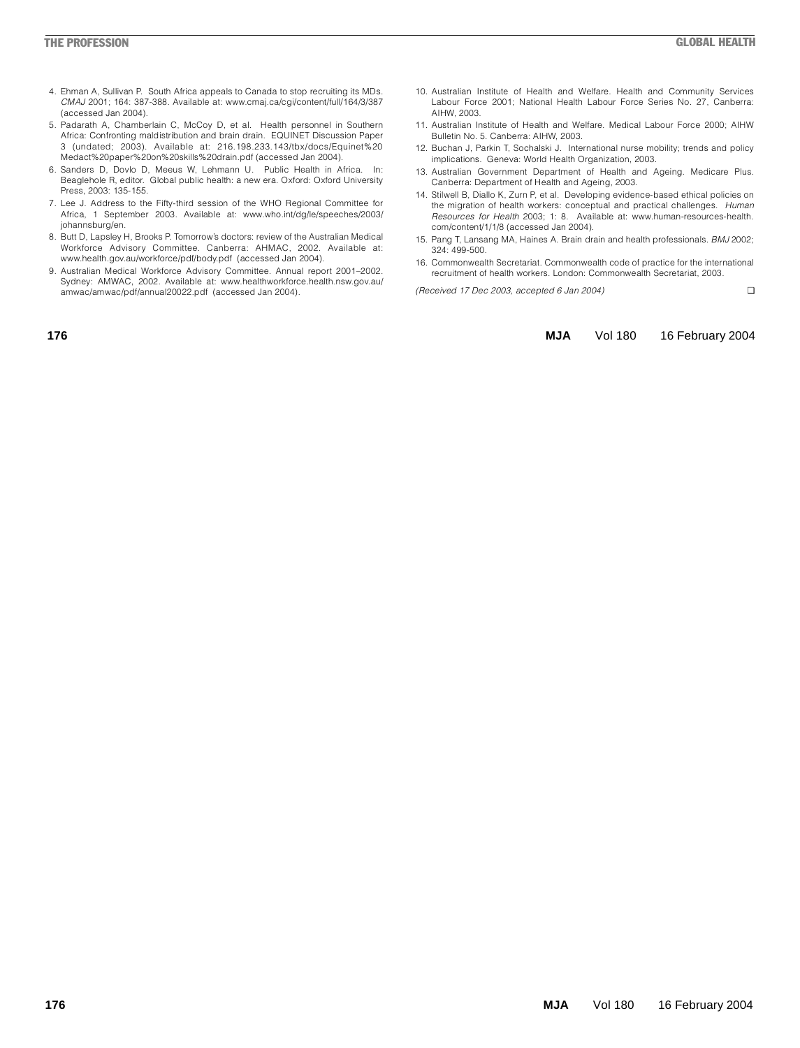4. Ehman A, Sullivan P. South Africa appeals to Canada to stop recruiting its MDs. *CMAJ* 2001; 164: 387-388. Available at: www.cmaj.ca/cgi/content/full/164/3/387 (accessed Jan 2004).
5. Padarath A, Chamberlain C, McCoy D, et al. Health personnel in Southern Africa: Confronting maldistribution and brain drain. EQUINET Discussion Paper 3 (undated; 2003). Available at: 216.198.233.143/tbx/docs/Equinet%20Medact%20paper%20on%20skills%20drain.pdf (accessed Jan 2004).
6. Sanders D, Dovlo D, Meeus W, Lehmann U. Public Health in Africa. In: Beaglehole R, editor. Global public health: a new era. Oxford: Oxford University Press, 2003: 135-155.
7. Lee J. Address to the Fifty-third session of the WHO Regional Committee for Africa, 1 September 2003. Available at: www.who.int/dg/le/speeches/2003/johannsburg/en.
8. Butt D, Lapsley H, Brooks P. Tomorrow's doctors: review of the Australian Medical Workforce Advisory Committee. Canberra: AHMAC, 2002. Available at: www.health.gov.au/workforce/pdf/body.pdf (accessed Jan 2004).
9. Australian Medical Workforce Advisory Committee. Annual report 2001–2002. Sydney: AMWAC, 2002. Available at: www.healthworkforce.health.nsw.gov.au/amwac/amwac/pdf/annual20022.pdf (accessed Jan 2004).
10. Australian Institute of Health and Welfare. Health and Community Services Labour Force 2001; National Health Labour Force Series No. 27, Canberra: AIHW, 2003.
11. Australian Institute of Health and Welfare. Medical Labour Force 2000; AIHW Bulletin No. 5. Canberra: AIHW, 2003.
12. Buchan J, Parkin T, Sochalski J. International nurse mobility; trends and policy implications. Geneva: World Health Organization, 2003.
13. Australian Government Department of Health and Ageing. Medicare Plus. Canberra: Department of Health and Ageing, 2003.
14. Stilwell B, Diallo K, Zurn P, et al. Developing evidence-based ethical policies on the migration of health workers: conceptual and practical challenges. *Human Resources for Health* 2003; 1: 8. Available at: www.human-resources-health.com/content/1/1/8 (accessed Jan 2004).
15. Pang T, Lansang MA, Haines A. Brain drain and health professionals. *BMJ* 2002; 324: 499-500.
16. Commonwealth Secretariat. Commonwealth code of practice for the international recruitment of health workers. London: Commonwealth Secretariat, 2003.

*(Received 17 Dec 2003, accepted 6 Jan 2004)*

❑